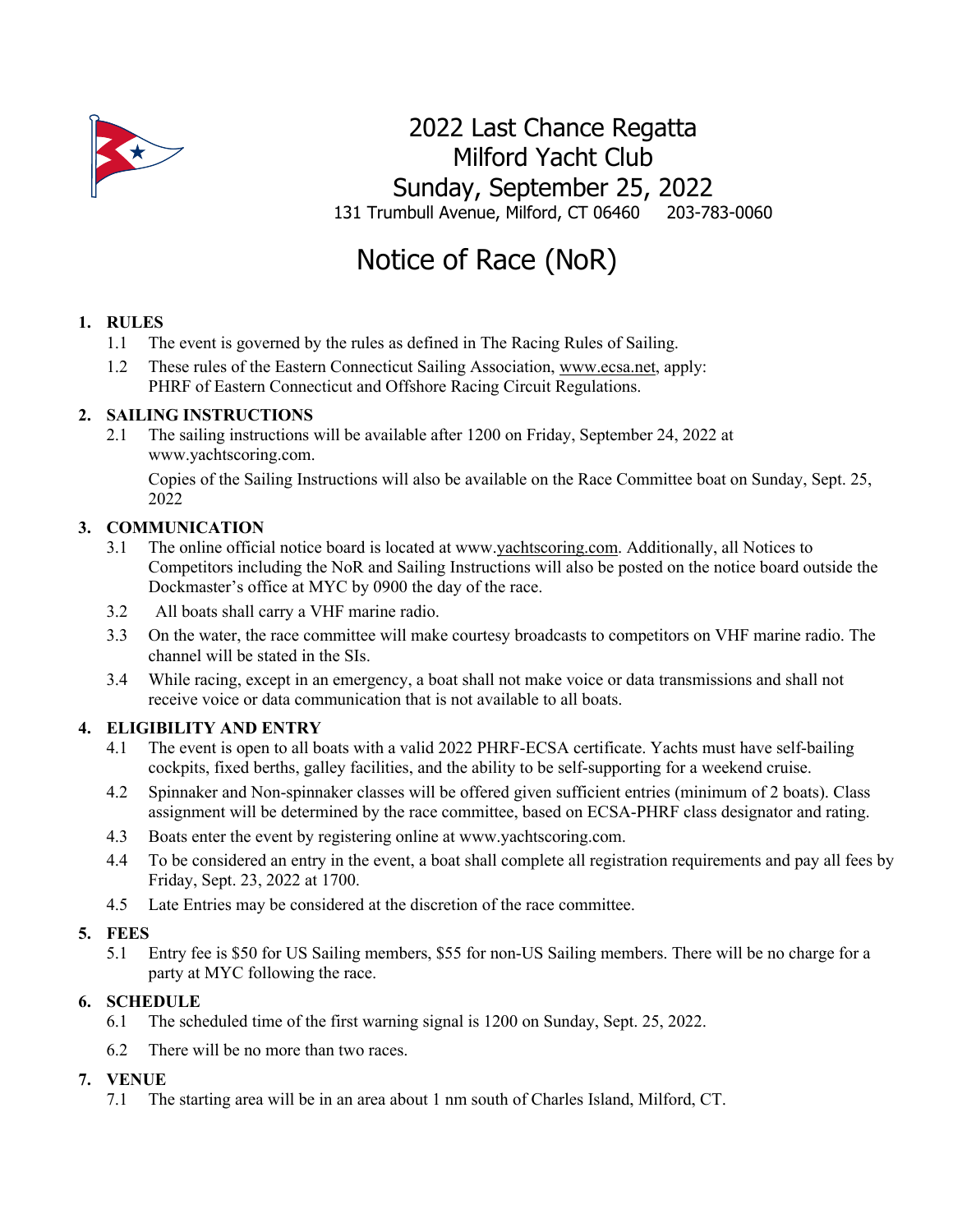# 2022 Last Chance Regatta
# Milford Yacht Club
# Sunday, September 25, 2022

131 Trumbull Avenue, Milford, CT 06460     203-783-0060

# Notice of Race (NoR)

## 1. RULES

1.1 The event is governed by the rules as defined in The Racing Rules of Sailing.

1.2 These rules of the Eastern Connecticut Sailing Association, www.ecsa.net, apply: PHRF of Eastern Connecticut and Offshore Racing Circuit Regulations.

## 2. SAILING INSTRUCTIONS

2.1 The sailing instructions will be available after 1200 on Friday, September 24, 2022 at www.yachtscoring.com.

Copies of the Sailing Instructions will also be available on the Race Committee boat on Sunday, Sept. 25, 2022

## 3. COMMUNICATION

3.1 The online official notice board is located at www.yachtscoring.com. Additionally, all Notices to Competitors including the NoR and Sailing Instructions will also be posted on the notice board outside the Dockmaster's office at MYC by 0900 the day of the race.

3.2 All boats shall carry a VHF marine radio.

3.3 On the water, the race committee will make courtesy broadcasts to competitors on VHF marine radio. The channel will be stated in the SIs.

3.4 While racing, except in an emergency, a boat shall not make voice or data transmissions and shall not receive voice or data communication that is not available to all boats.

## 4. ELIGIBILITY AND ENTRY

4.1 The event is open to all boats with a valid 2022 PHRF-ECSA certificate. Yachts must have self-bailing cockpits, fixed berths, galley facilities, and the ability to be self-supporting for a weekend cruise.

4.2 Spinnaker and Non-spinnaker classes will be offered given sufficient entries (minimum of 2 boats). Class assignment will be determined by the race committee, based on ECSA-PHRF class designator and rating.

4.3 Boats enter the event by registering online at www.yachtscoring.com.

4.4 To be considered an entry in the event, a boat shall complete all registration requirements and pay all fees by Friday, Sept. 23, 2022 at 1700.

4.5 Late Entries may be considered at the discretion of the race committee.

## 5. FEES

5.1 Entry fee is $50 for US Sailing members, $55 for non-US Sailing members. There will be no charge for a party at MYC following the race.

## 6. SCHEDULE

6.1 The scheduled time of the first warning signal is 1200 on Sunday, Sept. 25, 2022.

6.2 There will be no more than two races.

## 7. VENUE

7.1 The starting area will be in an area about 1 nm south of Charles Island, Milford, CT.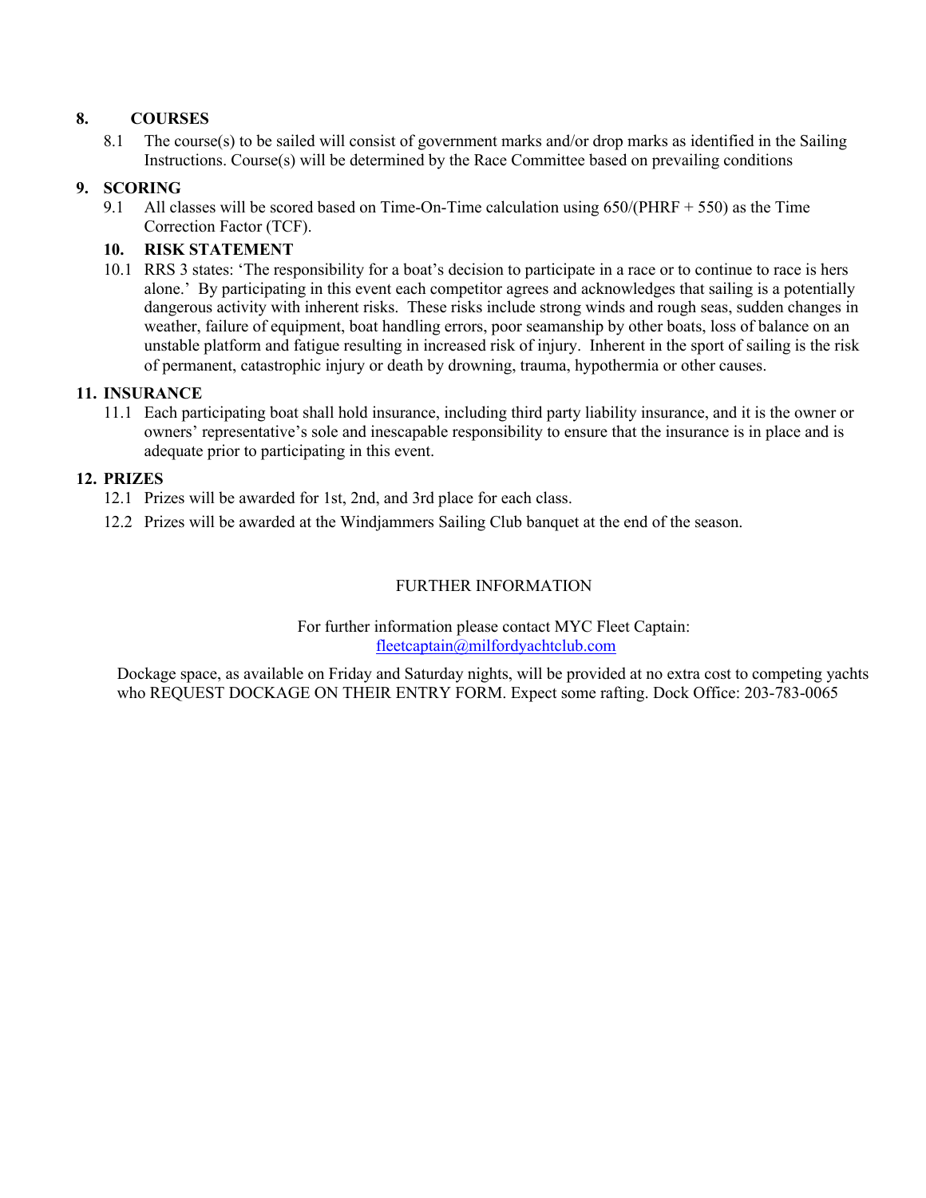## 8. COURSES

8.1 The course(s) to be sailed will consist of government marks and/or drop marks as identified in the Sailing Instructions. Course(s) will be determined by the Race Committee based on prevailing conditions

## 9. SCORING

9.1 All classes will be scored based on Time-On-Time calculation using 650/(PHRF + 550) as the Time Correction Factor (TCF).

## 10. RISK STATEMENT

10.1 RRS 3 states: 'The responsibility for a boat's decision to participate in a race or to continue to race is hers alone.' By participating in this event each competitor agrees and acknowledges that sailing is a potentially dangerous activity with inherent risks. These risks include strong winds and rough seas, sudden changes in weather, failure of equipment, boat handling errors, poor seamanship by other boats, loss of balance on an unstable platform and fatigue resulting in increased risk of injury. Inherent in the sport of sailing is the risk of permanent, catastrophic injury or death by drowning, trauma, hypothermia or other causes.

## 11. INSURANCE

11.1 Each participating boat shall hold insurance, including third party liability insurance, and it is the owner or owners' representative's sole and inescapable responsibility to ensure that the insurance is in place and is adequate prior to participating in this event.

## 12. PRIZES

12.1 Prizes will be awarded for 1st, 2nd, and 3rd place for each class.

12.2 Prizes will be awarded at the Windjammers Sailing Club banquet at the end of the season.

FURTHER INFORMATION

For further information please contact MYC Fleet Captain:
fleetcaptain@milfordyachtclub.com

Dockage space, as available on Friday and Saturday nights, will be provided at no extra cost to competing yachts who REQUEST DOCKAGE ON THEIR ENTRY FORM. Expect some rafting. Dock Office: 203-783-0065